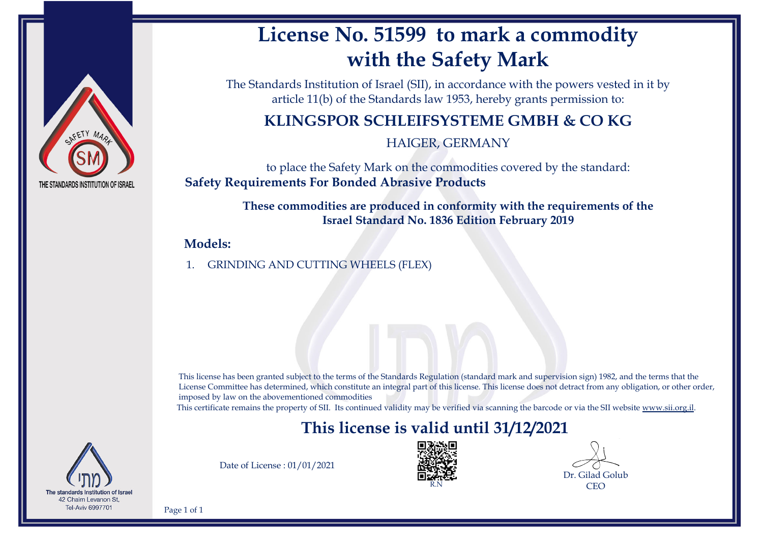# License No. 51599 to mark a commodity with the Safety Mark

The Standards Institution of Israel (SII), in accordance with the powers vested in it by article 11(b) of the Standards law 1953, hereby grants permission to:

## KLINGSPOR SCHLEIFSYSTEME GMBH & CO KG

HAIGER, GERMANY

to place the Safety Mark on the commodities covered by the standard:

**Safety Requirements For Bonded Abrasive Products**

**These commodities are produced in conformity with the requirements of the Israel Standard No. 1836 Edition February 2019**

**Models:**

1. GRINDING AND CUTTING WHEELS (FLEX)

This license has been granted subject to the terms of the Standards Regulation (standard mark and supervision sign) 1982, and the terms that the License Committee has determined, which constitute an integral part of this license. This license does not detract from any obligation, or other order, imposed by law on the abovementioned commodities

This certificate remains the property of SII. Its continued validity may be verified via scanning the barcode or via the SII website www.sii.org.il.

## This license is valid until 31/12/2021

Date of License : 01/01/2021

R.N

Dr. Gilad Golub
CEO

THE STANDARDS INSTITUTION OF ISRAEL

מתי
The standards Institution of Israel
42 Chaim Levanon St,
Tel-Aviv 6997701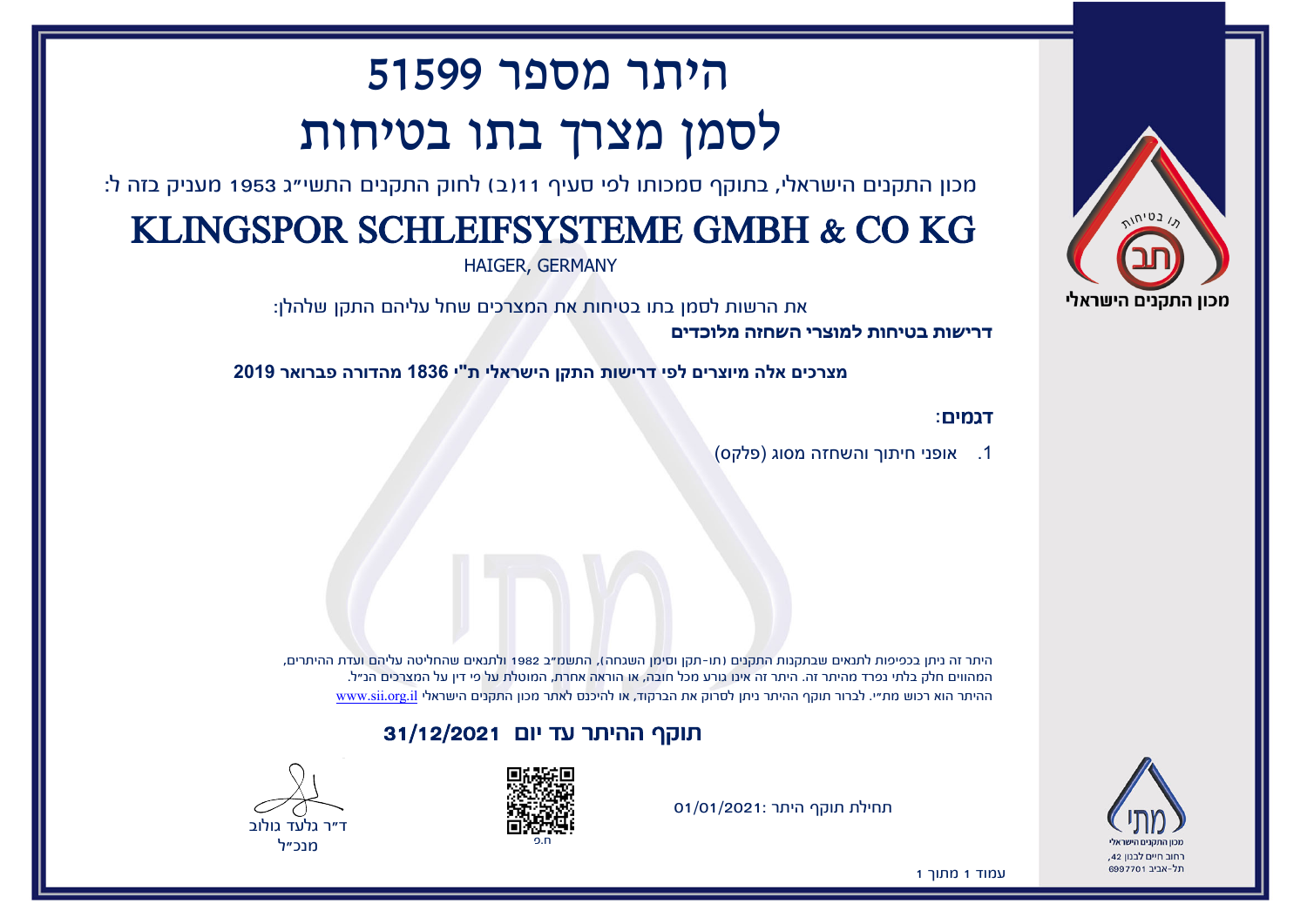# היתר מספר 51599
# לסמן מצרך בתו בטיחות

מכון התקנים הישראלי, בתוקף סמכותו לפי סעיף 11(ב) לחוק התקנים התשי״ג 1953 מעניק בזה ל:

## KLINGSPOR SCHLEIFSYSTEME GMBH & CO KG

HAIGER, GERMANY

את הרשות לסמן בתו בטיחות את המצרכים שחל עליהם התקן שלהלן:

**דרישות בטיחות למוצרי השחזה מלוכדים**

**מצרכים אלה מיוצרים לפי דרישות התקן הישראלי ת"י 1836 מהדורה פברואר 2019**

**דגמים:**

1. אופני חיתוך והשחזה מסוג (פלקס)

היתר זה ניתן בכפיפות לתנאים שבתקנות התקנים (תו-תקן וסימן השגחה), התשמ״ב 1982 ולתנאים שהחליטה עליהם ועדת ההיתרים, המהווים חלק בלתי נפרד מהיתר זה. היתר זה אינו גורע מכל חובה, או הוראה אחרת, המוטלת על פי דין על המצרכים הנ״ל.
ההיתר הוא רכוש מת״י. לברור תוקף ההיתר ניתן לסרוק את הברקוד, או להיכנס לאתר מכון התקנים הישראלי www.sii.org.il

**תוקף ההיתר עד יום 31/12/2021**

תחילת תוקף היתר: 01/01/2021

ח.פ

ד״ר גלעד גולוב
מנכ״ל

מכון התקנים הישראלי

מכון התקנים הישראלי
רחוב חיים לבנון 42,
תל-אביב 6997701